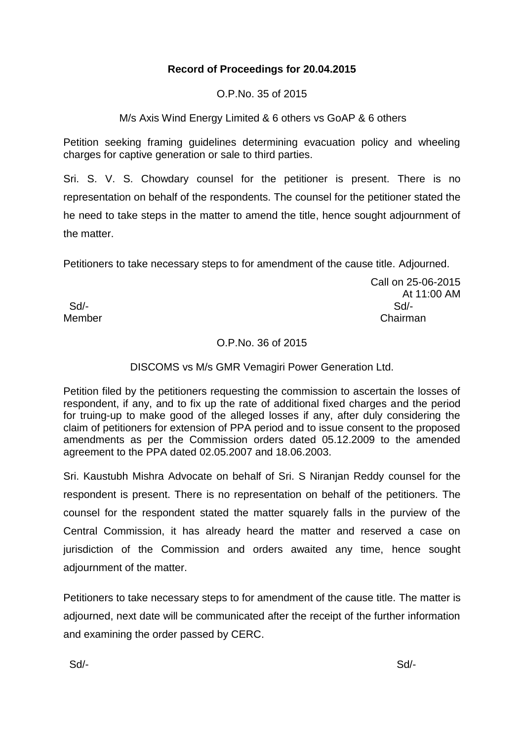**Record of Proceedings for 20.04.2015**

O.P.No. 35 of 2015

M/s Axis Wind Energy Limited & 6 others vs GoAP & 6 others

Petition seeking framing guidelines determining evacuation policy and wheeling charges for captive generation or sale to third parties.

Sri. S. V. S. Chowdary counsel for the petitioner is present. There is no representation on behalf of the respondents. The counsel for the petitioner stated the he need to take steps in the matter to amend the title, hence sought adjournment of the matter.

Petitioners to take necessary steps to for amendment of the cause title. Adjourned.

Call on 25-06-2015
At 11:00 AM

| Sd/- | Sd/- |
|---|---|
| Member | Chairman |

O.P.No. 36 of 2015

DISCOMS vs M/s GMR Vemagiri Power Generation Ltd.

Petition filed by the petitioners requesting the commission to ascertain the losses of respondent, if any, and to fix up the rate of additional fixed charges and the period for truing-up to make good of the alleged losses if any, after duly considering the claim of petitioners for extension of PPA period and to issue consent to the proposed amendments as per the Commission orders dated 05.12.2009 to the amended agreement to the PPA dated 02.05.2007 and 18.06.2003.

Sri. Kaustubh Mishra Advocate on behalf of Sri. S Niranjan Reddy counsel for the respondent is present. There is no representation on behalf of the petitioners. The counsel for the respondent stated the matter squarely falls in the purview of the Central Commission, it has already heard the matter and reserved a case on jurisdiction of the Commission and orders awaited any time, hence sought adjournment of the matter.

Petitioners to take necessary steps to for amendment of the cause title. The matter is adjourned, next date will be communicated after the receipt of the further information and examining the order passed by CERC.

| Sd/- | Sd/- |
|---|---|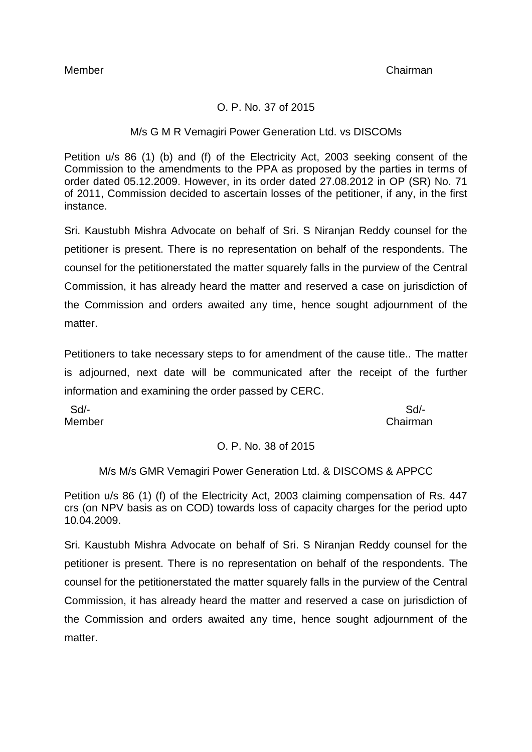Member Chairman

O. P. No. 37 of 2015

M/s G M R Vemagiri Power Generation Ltd. vs DISCOMs

Petition u/s 86 (1) (b) and (f) of the Electricity Act, 2003 seeking consent of the Commission to the amendments to the PPA as proposed by the parties in terms of order dated 05.12.2009. However, in its order dated 27.08.2012 in OP (SR) No. 71 of 2011, Commission decided to ascertain losses of the petitioner, if any, in the first instance.

Sri. Kaustubh Mishra Advocate on behalf of Sri. S Niranjan Reddy counsel for the petitioner is present. There is no representation on behalf of the respondents. The counsel for the petitionerstated the matter squarely falls in the purview of the Central Commission, it has already heard the matter and reserved a case on jurisdiction of the Commission and orders awaited any time, hence sought adjournment of the matter.

Petitioners to take necessary steps to for amendment of the cause title.. The matter is adjourned, next date will be communicated after the receipt of the further information and examining the order passed by CERC.

Sd/- Sd/-
Member Chairman

O. P. No. 38 of 2015

M/s M/s GMR Vemagiri Power Generation Ltd. & DISCOMS & APPCC

Petition u/s 86 (1) (f) of the Electricity Act, 2003 claiming compensation of Rs. 447 crs (on NPV basis as on COD) towards loss of capacity charges for the period upto 10.04.2009.

Sri. Kaustubh Mishra Advocate on behalf of Sri. S Niranjan Reddy counsel for the petitioner is present. There is no representation on behalf of the respondents. The counsel for the petitionerstated the matter squarely falls in the purview of the Central Commission, it has already heard the matter and reserved a case on jurisdiction of the Commission and orders awaited any time, hence sought adjournment of the matter.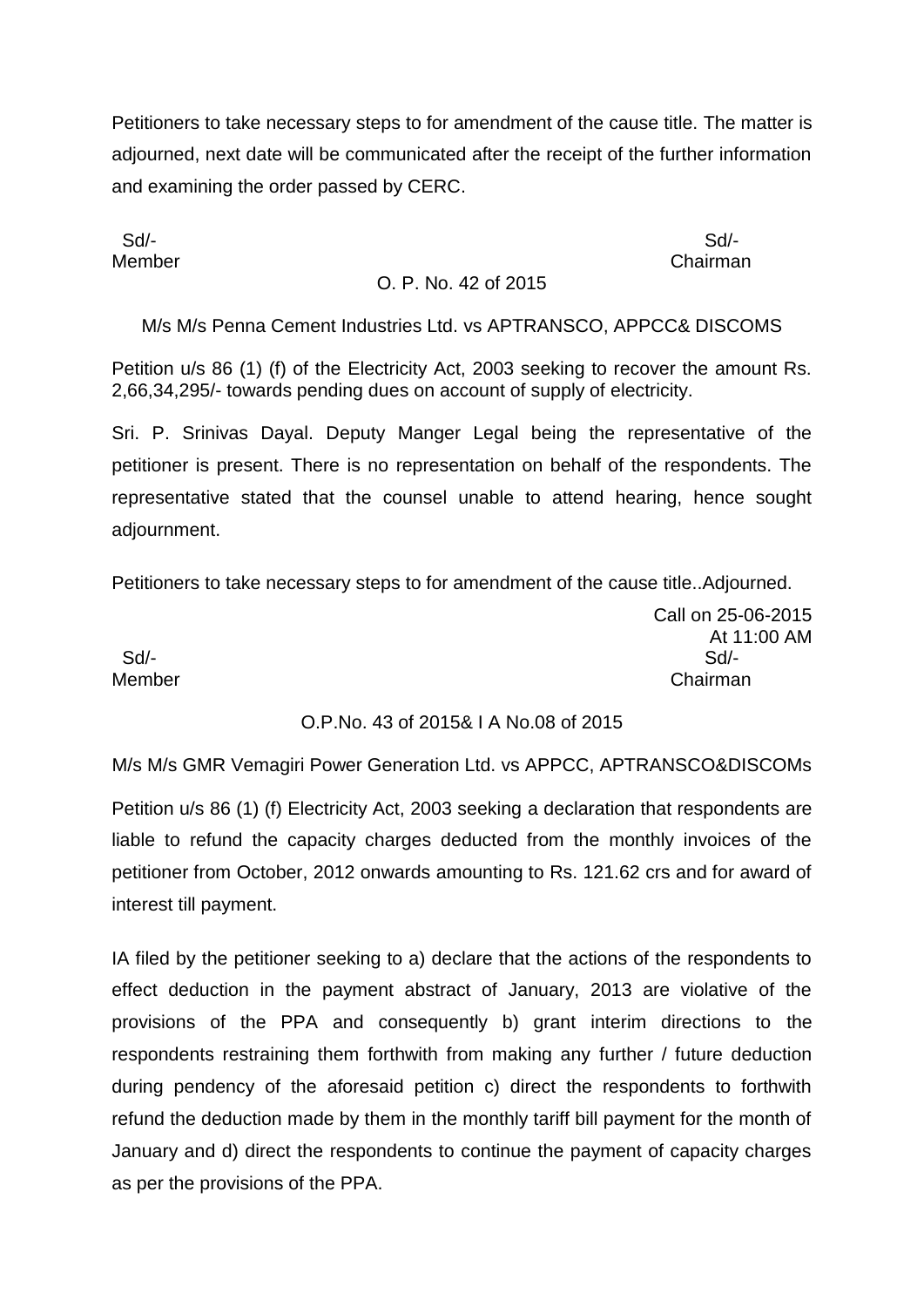Petitioners to take necessary steps to for amendment of the cause title. The matter is adjourned, next date will be communicated after the receipt of the further information and examining the order passed by CERC.

Sd/- Sd/-
Member Chairman

O. P. No. 42 of 2015

M/s M/s Penna Cement Industries Ltd. vs APTRANSCO, APPCC& DISCOMS

Petition u/s 86 (1) (f) of the Electricity Act, 2003 seeking to recover the amount Rs. 2,66,34,295/- towards pending dues on account of supply of electricity.

Sri. P. Srinivas Dayal. Deputy Manger Legal being the representative of the petitioner is present. There is no representation on behalf of the respondents. The representative stated that the counsel unable to attend hearing, hence sought adjournment.

Petitioners to take necessary steps to for amendment of the cause title..Adjourned.

Call on 25-06-2015
At 11:00 AM

Sd/- Sd/-
Member Chairman

O.P.No. 43 of 2015& I A No.08 of 2015

M/s M/s GMR Vemagiri Power Generation Ltd. vs APPCC, APTRANSCO&DISCOMs

Petition u/s 86 (1) (f) Electricity Act, 2003 seeking a declaration that respondents are liable to refund the capacity charges deducted from the monthly invoices of the petitioner from October, 2012 onwards amounting to Rs. 121.62 crs and for award of interest till payment.

IA filed by the petitioner seeking to a) declare that the actions of the respondents to effect deduction in the payment abstract of January, 2013 are violative of the provisions of the PPA and consequently b) grant interim directions to the respondents restraining them forthwith from making any further / future deduction during pendency of the aforesaid petition c) direct the respondents to forthwith refund the deduction made by them in the monthly tariff bill payment for the month of January and d) direct the respondents to continue the payment of capacity charges as per the provisions of the PPA.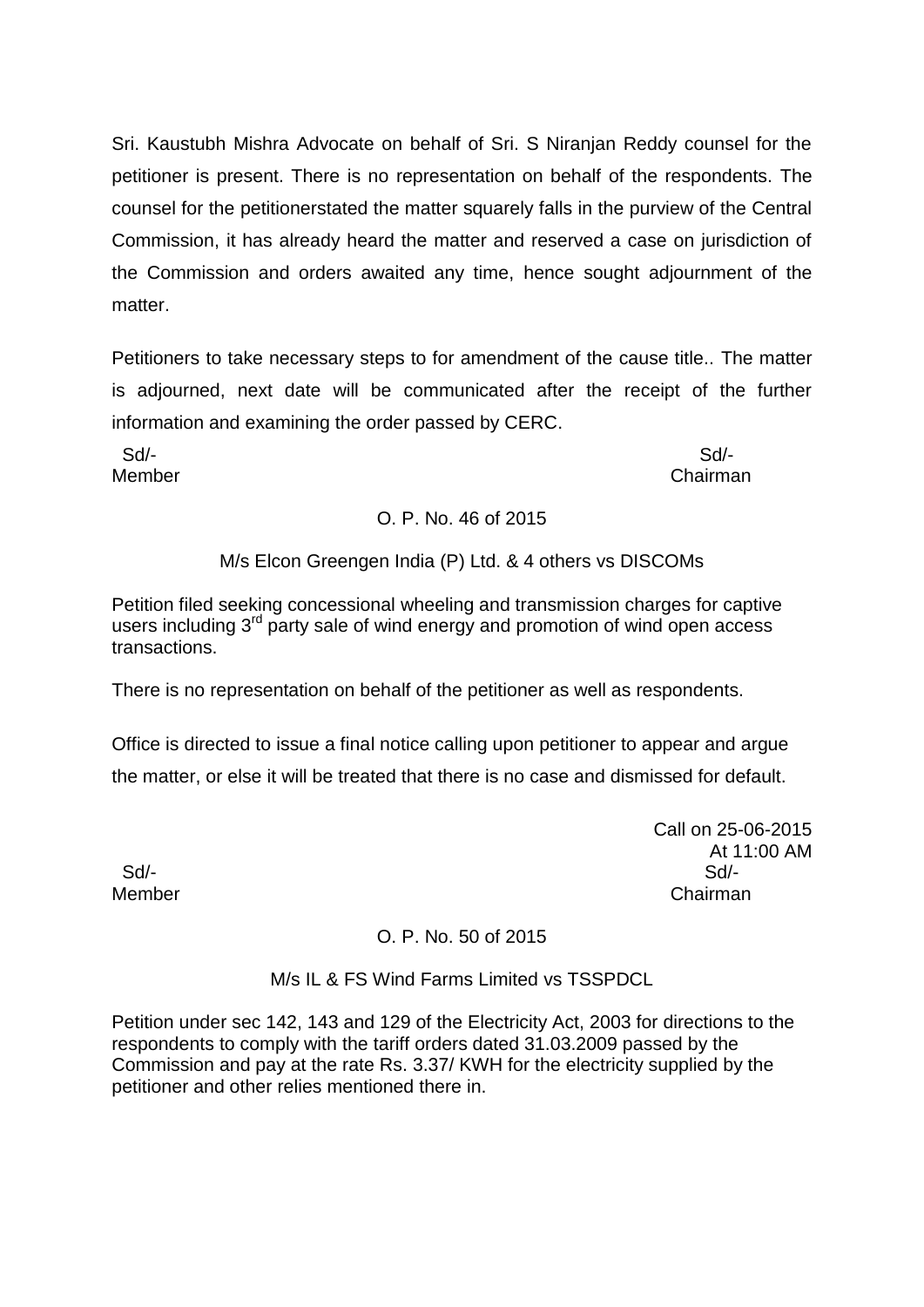Sri. Kaustubh Mishra Advocate on behalf of Sri. S Niranjan Reddy counsel for the petitioner is present. There is no representation on behalf of the respondents. The counsel for the petitionerstated the matter squarely falls in the purview of the Central Commission, it has already heard the matter and reserved a case on jurisdiction of the Commission and orders awaited any time, hence sought adjournment of the matter.

Petitioners to take necessary steps to for amendment of the cause title.. The matter is adjourned, next date will be communicated after the receipt of the further information and examining the order passed by CERC.

Sd/- Sd/-
Member Chairman

O. P. No. 46 of 2015

M/s Elcon Greengen India (P) Ltd. & 4 others vs DISCOMs

Petition filed seeking concessional wheeling and transmission charges for captive users including 3rd party sale of wind energy and promotion of wind open access transactions.

There is no representation on behalf of the petitioner as well as respondents.

Office is directed to issue a final notice calling upon petitioner to appear and argue the matter, or else it will be treated that there is no case and dismissed for default.

Call on 25-06-2015
At 11:00 AM

Sd/- Sd/-
Member Chairman

O. P. No. 50 of 2015

M/s IL & FS Wind Farms Limited vs TSSPDCL

Petition under sec 142, 143 and 129 of the Electricity Act, 2003 for directions to the respondents to comply with the tariff orders dated 31.03.2009 passed by the Commission and pay at the rate Rs. 3.37/ KWH for the electricity supplied by the petitioner and other relies mentioned there in.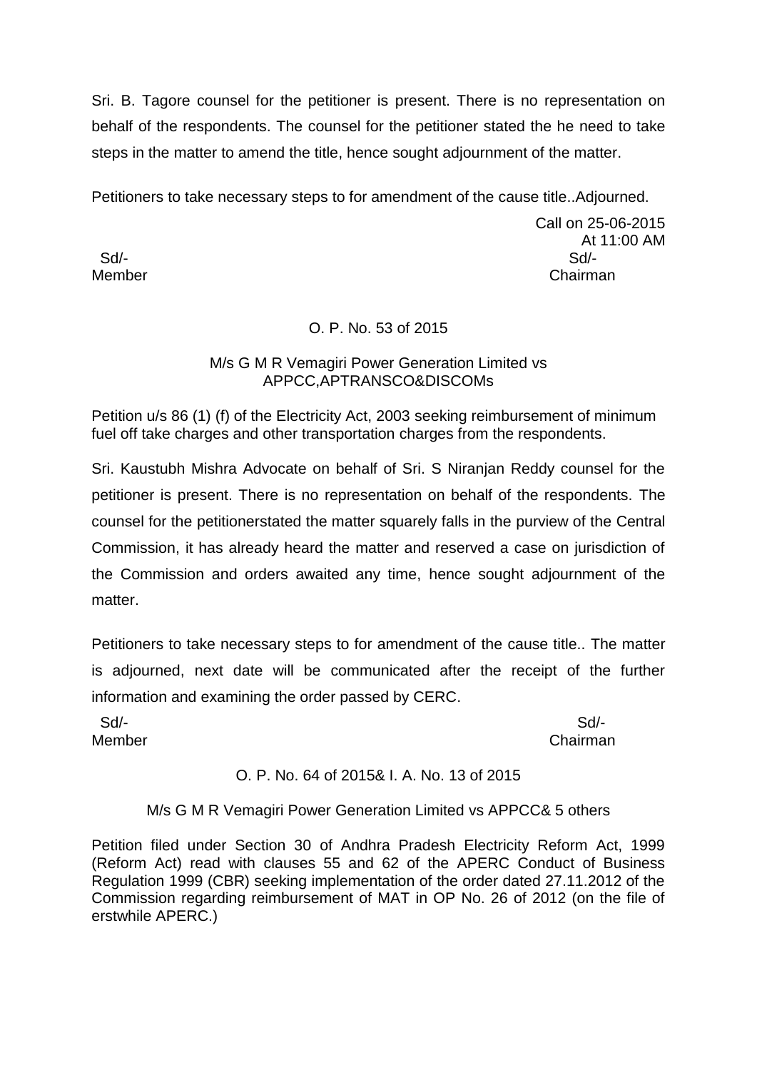Sri. B. Tagore counsel for the petitioner is present. There is no representation on behalf of the respondents. The counsel for the petitioner stated the he need to take steps in the matter to amend the title, hence sought adjournment of the matter.

Petitioners to take necessary steps to for amendment of the cause title..Adjourned.

Call on 25-06-2015
At 11:00 AM

| | |
|---|---|
| Sd/- | Sd/- |
| Member | Chairman |

O. P. No. 53 of 2015

M/s G M R Vemagiri Power Generation Limited vs APPCC,APTRANSCO&DISCOMs

Petition u/s 86 (1) (f) of the Electricity Act, 2003 seeking reimbursement of minimum fuel off take charges and other transportation charges from the respondents.

Sri. Kaustubh Mishra Advocate on behalf of Sri. S Niranjan Reddy counsel for the petitioner is present. There is no representation on behalf of the respondents. The counsel for the petitionerstated the matter squarely falls in the purview of the Central Commission, it has already heard the matter and reserved a case on jurisdiction of the Commission and orders awaited any time, hence sought adjournment of the matter.

Petitioners to take necessary steps to for amendment of the cause title.. The matter is adjourned, next date will be communicated after the receipt of the further information and examining the order passed by CERC.

| | |
|---|---|
| Sd/- | Sd/- |
| Member | Chairman |

O. P. No. 64 of 2015& I. A. No. 13 of 2015

M/s G M R Vemagiri Power Generation Limited vs APPCC& 5 others

Petition filed under Section 30 of Andhra Pradesh Electricity Reform Act, 1999 (Reform Act) read with clauses 55 and 62 of the APERC Conduct of Business Regulation 1999 (CBR) seeking implementation of the order dated 27.11.2012 of the Commission regarding reimbursement of MAT in OP No. 26 of 2012 (on the file of erstwhile APERC.)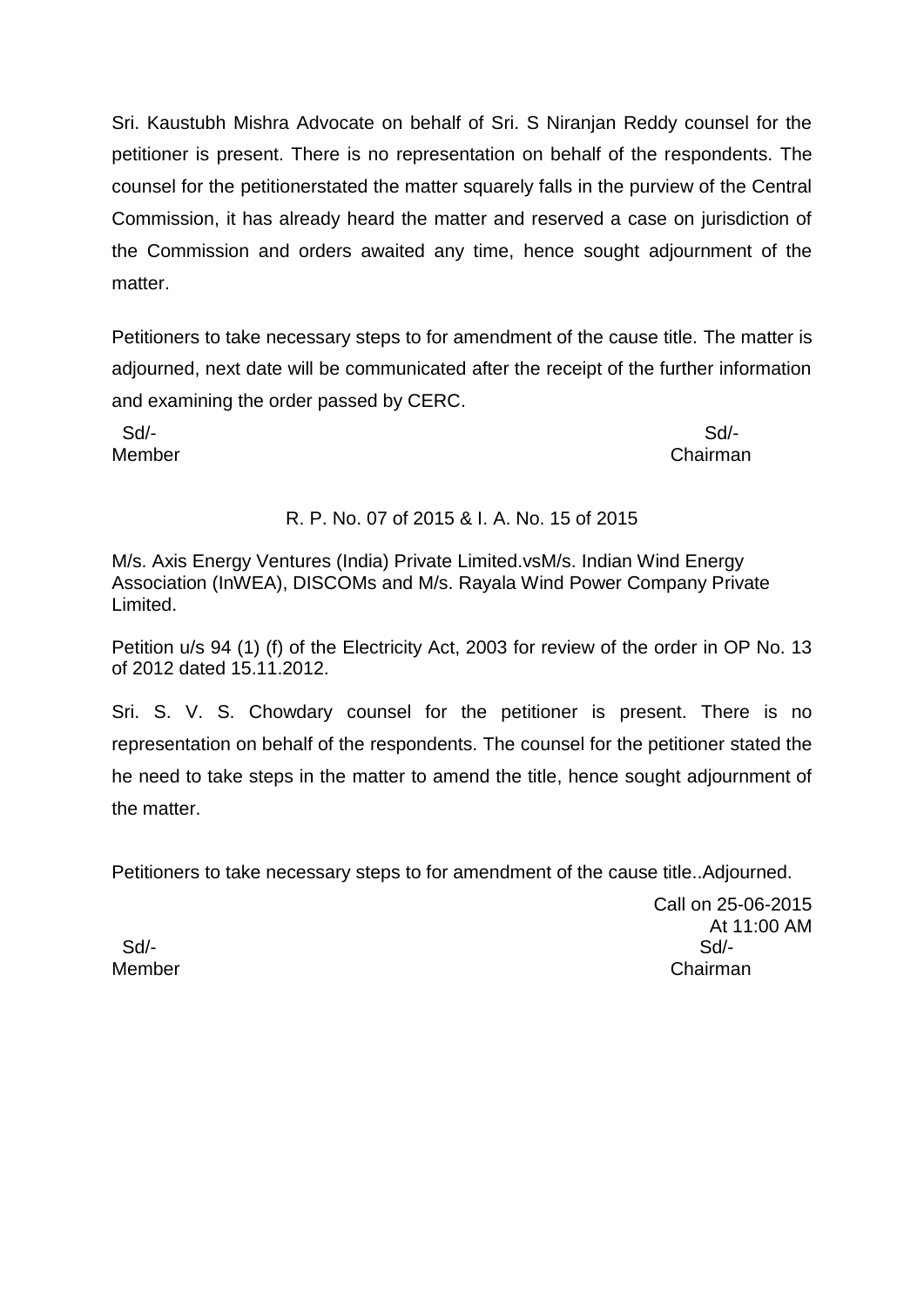Sri. Kaustubh Mishra Advocate on behalf of Sri. S Niranjan Reddy counsel for the petitioner is present. There is no representation on behalf of the respondents. The counsel for the petitionerstated the matter squarely falls in the purview of the Central Commission, it has already heard the matter and reserved a case on jurisdiction of the Commission and orders awaited any time, hence sought adjournment of the matter.

Petitioners to take necessary steps to for amendment of the cause title. The matter is adjourned, next date will be communicated after the receipt of the further information and examining the order passed by CERC.

| | |
|---|---|
| Sd/- | Sd/- |
| Member | Chairman |

R. P. No. 07 of 2015 & I. A. No. 15 of 2015

M/s. Axis Energy Ventures (India) Private Limited.vsM/s. Indian Wind Energy Association (InWEA), DISCOMs and M/s. Rayala Wind Power Company Private Limited.

Petition u/s 94 (1) (f) of the Electricity Act, 2003 for review of the order in OP No. 13 of 2012 dated 15.11.2012.

Sri. S. V. S. Chowdary counsel for the petitioner is present. There is no representation on behalf of the respondents. The counsel for the petitioner stated the he need to take steps in the matter to amend the title, hence sought adjournment of the matter.

Petitioners to take necessary steps to for amendment of the cause title..Adjourned.

Call on 25-06-2015
At 11:00 AM

| | |
|---|---|
| Sd/- | Sd/- |
| Member | Chairman |